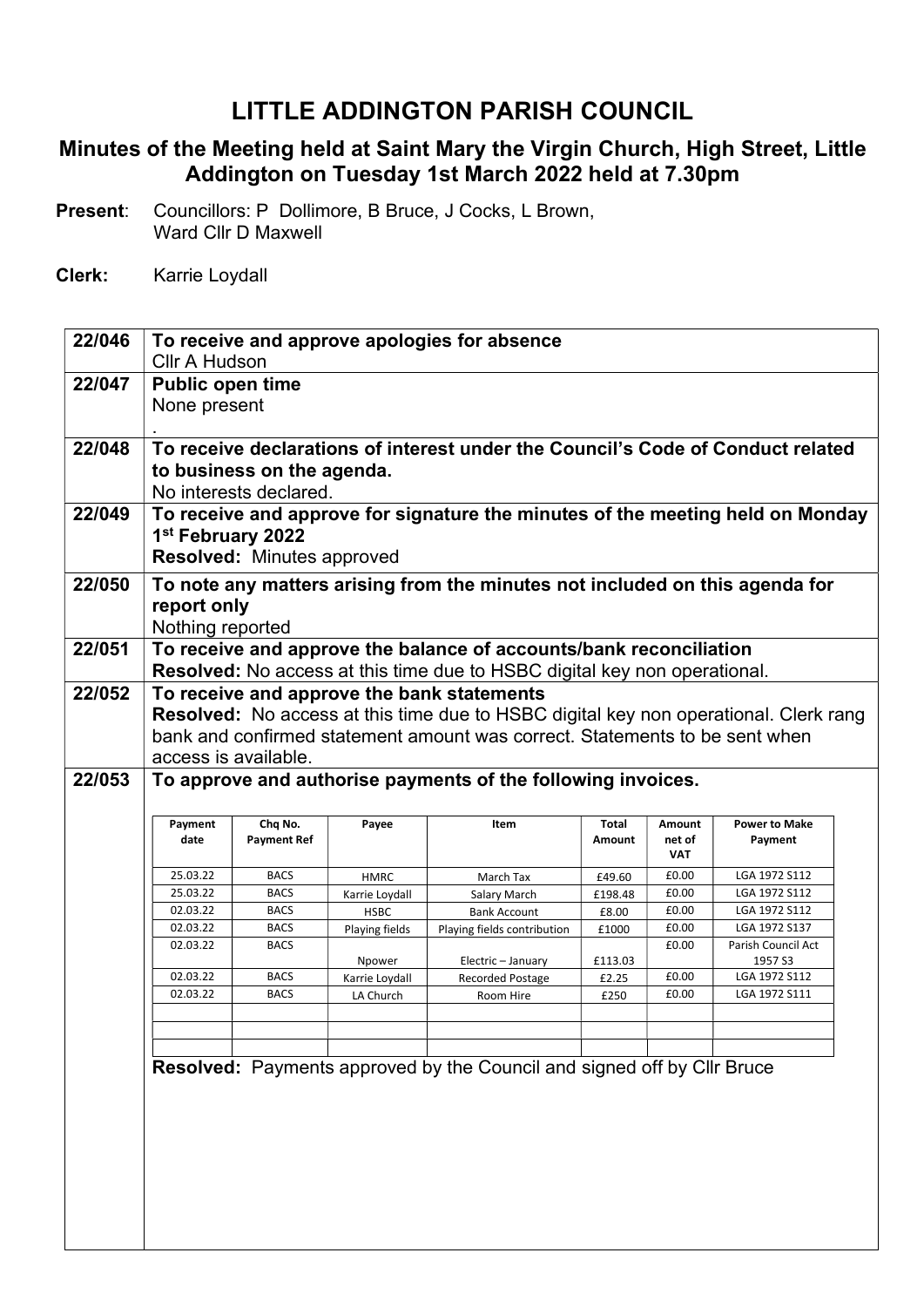# LITTLE ADDINGTON PARISH COUNCIL

## Minutes of the Meeting held at Saint Mary the Virgin Church, High Street, Little Addington on Tuesday 1st March 2022 held at 7.30pm

**Present**: Councillors: P Dollimore, B Bruce, J Cocks, L Brown, Ward Cllr D Maxwell

**Clerk:** Karrie Loydall

**22/046 To receive and approve apologies for absence**

Cllr A Hudson

**22/047 Public open time**

None present

.

**22/048 To receive declarations of interest under the Council's Code of Conduct related to business on the agenda.**

No interests declared.

**22/049 To receive and approve for signature the minutes of the meeting held on Monday 1st February 2022**

**Resolved:** Minutes approved

**22/050 To note any matters arising from the minutes not included on this agenda for report only**

Nothing reported

**22/051 To receive and approve the balance of accounts/bank reconciliation**

**Resolved:** No access at this time due to HSBC digital key non operational.

**22/052 To receive and approve the bank statements**

**Resolved:** No access at this time due to HSBC digital key non operational. Clerk rang bank and confirmed statement amount was correct. Statements to be sent when access is available.

**22/053 To approve and authorise payments of the following invoices.**

| Payment date | Chq No. Payment Ref | Payee | Item | Total Amount | Amount net of VAT | Power to Make Payment |
|---|---|---|---|---|---|---|
| 25.03.22 | BACS | HMRC | March Tax | £49.60 | £0.00 | LGA 1972 S112 |
| 25.03.22 | BACS | Karrie Loydall | Salary March | £198.48 | £0.00 | LGA 1972 S112 |
| 02.03.22 | BACS | HSBC | Bank Account | £8.00 | £0.00 | LGA 1972 S112 |
| 02.03.22 | BACS | Playing fields | Playing fields contribution | £1000 | £0.00 | LGA 1972 S137 |
| 02.03.22 | BACS | Npower | Electric – January | £113.03 | £0.00 | Parish Council Act 1957 S3 |
| 02.03.22 | BACS | Karrie Loydall | Recorded Postage | £2.25 | £0.00 | LGA 1972 S112 |
| 02.03.22 | BACS | LA Church | Room Hire | £250 | £0.00 | LGA 1972 S111 |
| | | | | | | |
| | | | | | | |
| | | | | | | |

**Resolved:** Payments approved by the Council and signed off by Cllr Bruce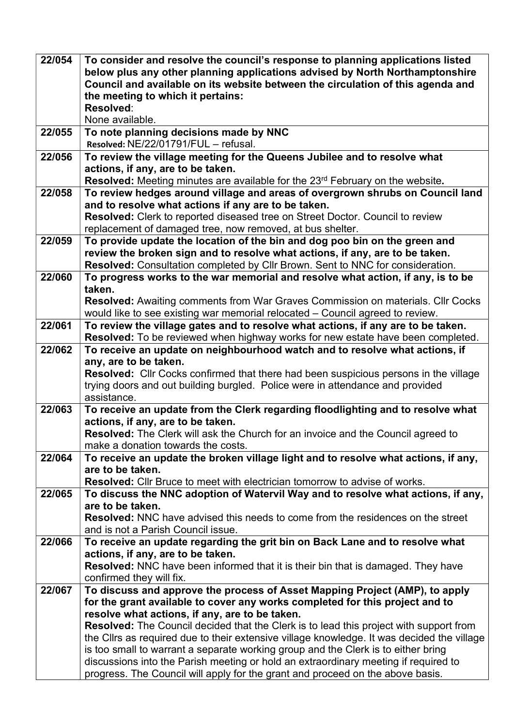| | |
|---|---|
| 22/054 | **To consider and resolve the council's response to planning applications listed below plus any other planning applications advised by North Northamptonshire Council and available on its website between the circulation of this agenda and the meeting to which it pertains:**<br>**Resolved**:<br>None available. |
| 22/055 | **To note planning decisions made by NNC**<br>**Resolved:** NE/22/01791/FUL – refusal. |
| 22/056 | **To review the village meeting for the Queens Jubilee and to resolve what actions, if any, are to be taken.**<br>**Resolved:** Meeting minutes are available for the 23rd February on the website**.** |
| 22/058 | **To review hedges around village and areas of overgrown shrubs on Council land and to resolve what actions if any are to be taken.**<br>**Resolved:** Clerk to reported diseased tree on Street Doctor. Council to review replacement of damaged tree, now removed, at bus shelter. |
| 22/059 | **To provide update the location of the bin and dog poo bin on the green and review the broken sign and to resolve what actions, if any, are to be taken.**<br>**Resolved:** Consultation completed by Cllr Brown. Sent to NNC for consideration. |
| 22/060 | **To progress works to the war memorial and resolve what action, if any, is to be taken.**<br>**Resolved:** Awaiting comments from War Graves Commission on materials. Cllr Cocks would like to see existing war memorial relocated – Council agreed to review. |
| 22/061 | **To review the village gates and to resolve what actions, if any are to be taken.**<br>**Resolved:** To be reviewed when highway works for new estate have been completed. |
| 22/062 | **To receive an update on neighbourhood watch and to resolve what actions, if any, are to be taken.**<br>**Resolved:** Cllr Cocks confirmed that there had been suspicious persons in the village trying doors and out building burgled. Police were in attendance and provided assistance. |
| 22/063 | **To receive an update from the Clerk regarding floodlighting and to resolve what actions, if any, are to be taken.**<br>**Resolved:** The Clerk will ask the Church for an invoice and the Council agreed to make a donation towards the costs. |
| 22/064 | **To receive an update the broken village light and to resolve what actions, if any, are to be taken.**<br>**Resolved:** Cllr Bruce to meet with electrician tomorrow to advise of works. |
| 22/065 | **To discuss the NNC adoption of Watervil Way and to resolve what actions, if any, are to be taken.**<br>**Resolved:** NNC have advised this needs to come from the residences on the street and is not a Parish Council issue. |
| 22/066 | **To receive an update regarding the grit bin on Back Lane and to resolve what actions, if any, are to be taken.**<br>**Resolved:** NNC have been informed that it is their bin that is damaged. They have confirmed they will fix. |
| 22/067 | **To discuss and approve the process of Asset Mapping Project (AMP), to apply for the grant available to cover any works completed for this project and to resolve what actions, if any, are to be taken.**<br>**Resolved:** The Council decided that the Clerk is to lead this project with support from the Cllrs as required due to their extensive village knowledge. It was decided the village is too small to warrant a separate working group and the Clerk is to either bring discussions into the Parish meeting or hold an extraordinary meeting if required to progress. The Council will apply for the grant and proceed on the above basis. |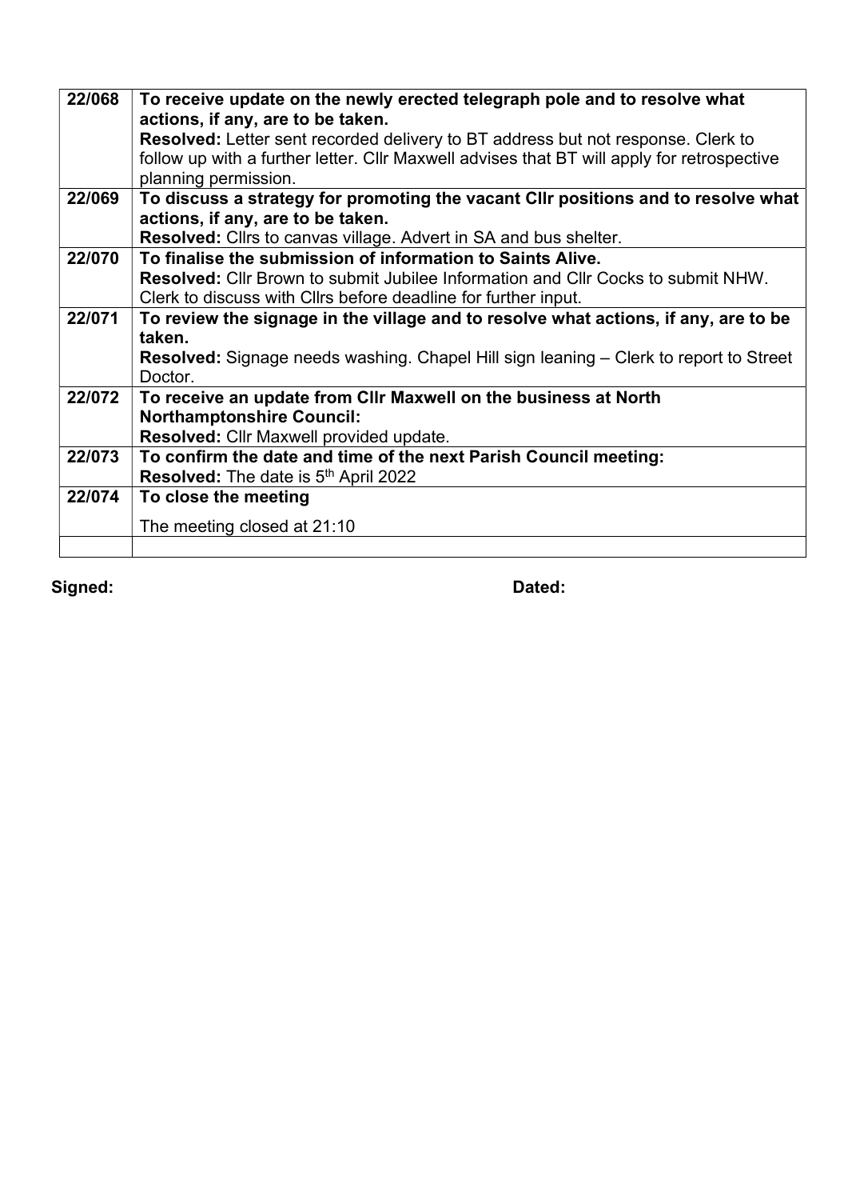| | |
|---|---|
| 22/068 | **To receive update on the newly erected telegraph pole and to resolve what actions, if any, are to be taken.**<br>**Resolved:** Letter sent recorded delivery to BT address but not response. Clerk to follow up with a further letter. Cllr Maxwell advises that BT will apply for retrospective planning permission. |
| 22/069 | **To discuss a strategy for promoting the vacant Cllr positions and to resolve what actions, if any, are to be taken.**<br>**Resolved:** Cllrs to canvas village. Advert in SA and bus shelter. |
| 22/070 | **To finalise the submission of information to Saints Alive.**<br>**Resolved:** Cllr Brown to submit Jubilee Information and Cllr Cocks to submit NHW. Clerk to discuss with Cllrs before deadline for further input. |
| 22/071 | **To review the signage in the village and to resolve what actions, if any, are to be taken.**<br>**Resolved:** Signage needs washing. Chapel Hill sign leaning – Clerk to report to Street Doctor. |
| 22/072 | **To receive an update from Cllr Maxwell on the business at North Northamptonshire Council:**<br>**Resolved:** Cllr Maxwell provided update. |
| 22/073 | **To confirm the date and time of the next Parish Council meeting:**<br>**Resolved:** The date is 5th April 2022 |
| 22/074 | **To close the meeting**<br>The meeting closed at 21:10 |
| | |

**Signed:** **Dated:**